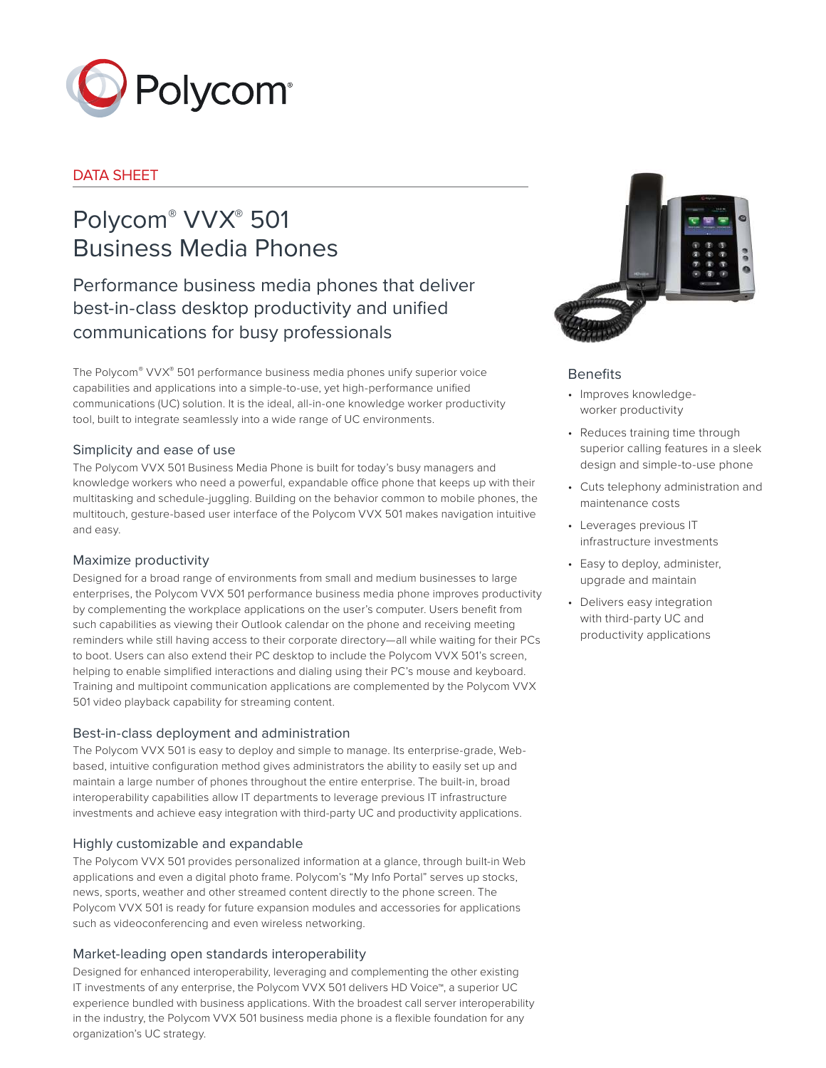DATA SHEET

# Polycom® VVX® 501 Business Media Phones

## Performance business media phones that deliver best-in-class desktop productivity and unified communications for busy professionals

The Polycom® VVX® 501 performance business media phones unify superior voice capabilities and applications into a simple-to-use, yet high-performance unified communications (UC) solution. It is the ideal, all-in-one knowledge worker productivity tool, built to integrate seamlessly into a wide range of UC environments.

### Simplicity and ease of use

The Polycom VVX 501 Business Media Phone is built for today's busy managers and knowledge workers who need a powerful, expandable office phone that keeps up with their multitasking and schedule-juggling. Building on the behavior common to mobile phones, the multitouch, gesture-based user interface of the Polycom VVX 501 makes navigation intuitive and easy.

### Maximize productivity

Designed for a broad range of environments from small and medium businesses to large enterprises, the Polycom VVX 501 performance business media phone improves productivity by complementing the workplace applications on the user's computer. Users benefit from such capabilities as viewing their Outlook calendar on the phone and receiving meeting reminders while still having access to their corporate directory—all while waiting for their PCs to boot. Users can also extend their PC desktop to include the Polycom VVX 501's screen, helping to enable simplified interactions and dialing using their PC's mouse and keyboard. Training and multipoint communication applications are complemented by the Polycom VVX 501 video playback capability for streaming content.

### Best-in-class deployment and administration

The Polycom VVX 501 is easy to deploy and simple to manage. Its enterprise-grade, Web-based, intuitive configuration method gives administrators the ability to easily set up and maintain a large number of phones throughout the entire enterprise. The built-in, broad interoperability capabilities allow IT departments to leverage previous IT infrastructure investments and achieve easy integration with third-party UC and productivity applications.

### Highly customizable and expandable

The Polycom VVX 501 provides personalized information at a glance, through built-in Web applications and even a digital photo frame. Polycom's "My Info Portal" serves up stocks, news, sports, weather and other streamed content directly to the phone screen. The Polycom VVX 501 is ready for future expansion modules and accessories for applications such as videoconferencing and even wireless networking.

### Market-leading open standards interoperability

Designed for enhanced interoperability, leveraging and complementing the other existing IT investments of any enterprise, the Polycom VVX 501 delivers HD Voice™, a superior UC experience bundled with business applications. With the broadest call server interoperability in the industry, the Polycom VVX 501 business media phone is a flexible foundation for any organization's UC strategy.

### Benefits

- Improves knowledge-worker productivity
- Reduces training time through superior calling features in a sleek design and simple-to-use phone
- Cuts telephony administration and maintenance costs
- Leverages previous IT infrastructure investments
- Easy to deploy, administer, upgrade and maintain
- Delivers easy integration with third-party UC and productivity applications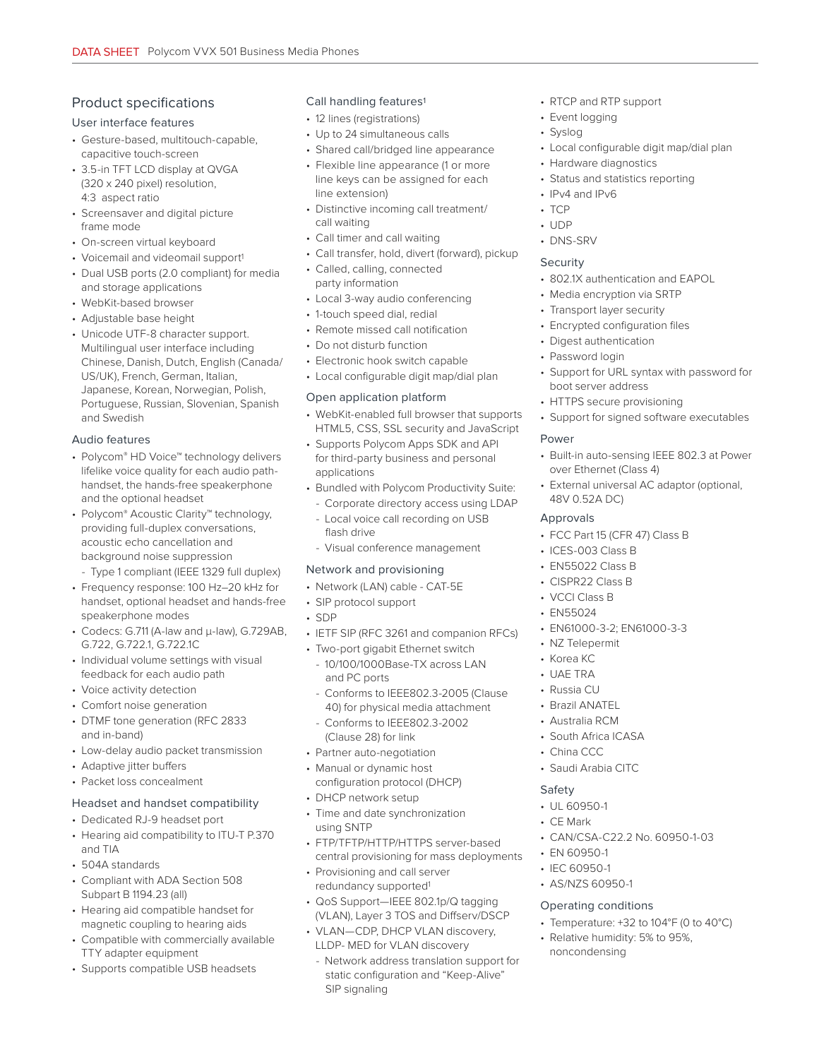## Product specifications

### User interface features

- Gesture-based, multitouch-capable, capacitive touch-screen
- 3.5-in TFT LCD display at QVGA (320 x 240 pixel) resolution, 4:3 aspect ratio
- Screensaver and digital picture frame mode
- On-screen virtual keyboard
- Voicemail and videomail support[1]
- Dual USB ports (2.0 compliant) for media and storage applications
- WebKit-based browser
- Adjustable base height
- Unicode UTF-8 character support. Multilingual user interface including Chinese, Danish, Dutch, English (Canada/US/UK), French, German, Italian, Japanese, Korean, Norwegian, Polish, Portuguese, Russian, Slovenian, Spanish and Swedish

### Audio features

- Polycom® HD Voice™ technology delivers lifelike voice quality for each audio path-handset, the hands-free speakerphone and the optional headset
- Polycom® Acoustic Clarity™ technology, providing full-duplex conversations, acoustic echo cancellation and background noise suppression
  - Type 1 compliant (IEEE 1329 full duplex)
- Frequency response: 100 Hz–20 kHz for handset, optional headset and hands-free speakerphone modes
- Codecs: G.711 (A-law and μ-law), G.729AB, G.722, G.722.1, G.722.1C
- Individual volume settings with visual feedback for each audio path
- Voice activity detection
- Comfort noise generation
- DTMF tone generation (RFC 2833 and in-band)
- Low-delay audio packet transmission
- Adaptive jitter buffers
- Packet loss concealment

### Headset and handset compatibility

- Dedicated RJ-9 headset port
- Hearing aid compatibility to ITU-T P.370 and TIA
- 504A standards
- Compliant with ADA Section 508 Subpart B 1194.23 (all)
- Hearing aid compatible handset for magnetic coupling to hearing aids
- Compatible with commercially available TTY adapter equipment
- Supports compatible USB headsets

### Call handling features[1]

- 12 lines (registrations)
- Up to 24 simultaneous calls
- Shared call/bridged line appearance
- Flexible line appearance (1 or more line keys can be assigned for each line extension)
- Distinctive incoming call treatment/call waiting
- Call timer and call waiting
- Call transfer, hold, divert (forward), pickup
- Called, calling, connected party information
- Local 3-way audio conferencing
- 1-touch speed dial, redial
- Remote missed call notification
- Do not disturb function
- Electronic hook switch capable
- Local configurable digit map/dial plan

### Open application platform

- WebKit-enabled full browser that supports HTML5, CSS, SSL security and JavaScript
- Supports Polycom Apps SDK and API for third-party business and personal applications
- Bundled with Polycom Productivity Suite:
  - Corporate directory access using LDAP
  - Local voice call recording on USB flash drive
  - Visual conference management

### Network and provisioning

- Network (LAN) cable - CAT-5E
- SIP protocol support
- SDP
- IETF SIP (RFC 3261 and companion RFCs)
- Two-port gigabit Ethernet switch
  - 10/100/1000Base-TX across LAN and PC ports
  - Conforms to IEEE802.3-2005 (Clause 40) for physical media attachment
  - Conforms to IEEE802.3-2002 (Clause 28) for link
- Partner auto-negotiation
- Manual or dynamic host configuration protocol (DHCP)
- DHCP network setup
- Time and date synchronization using SNTP
- FTP/TFTP/HTTP/HTTPS server-based central provisioning for mass deployments
- Provisioning and call server redundancy supported[1]
- QoS Support—IEEE 802.1p/Q tagging (VLAN), Layer 3 TOS and Diffserv/DSCP
- VLAN—CDP, DHCP VLAN discovery, LLDP- MED for VLAN discovery
  - Network address translation support for static configuration and "Keep-Alive" SIP signaling
- RTCP and RTP support
- Event logging
- Syslog
- Local configurable digit map/dial plan
- Hardware diagnostics
- Status and statistics reporting
- IPv4 and IPv6
- TCP
- UDP
- DNS-SRV

### Security

- 802.1X authentication and EAPOL
- Media encryption via SRTP
- Transport layer security
- Encrypted configuration files
- Digest authentication
- Password login
- Support for URL syntax with password for boot server address
- HTTPS secure provisioning
- Support for signed software executables

### Power

- Built-in auto-sensing IEEE 802.3 at Power over Ethernet (Class 4)
- External universal AC adaptor (optional, 48V 0.52A DC)

### Approvals

- FCC Part 15 (CFR 47) Class B
- ICES-003 Class B
- EN55022 Class B
- CISPR22 Class B
- VCCI Class B
- EN55024
- EN61000-3-2; EN61000-3-3
- NZ Telepermit
- Korea KC
- UAE TRA
- Russia CU
- Brazil ANATEL
- Australia RCM
- South Africa ICASA
- China CCC
- Saudi Arabia CITC

### Safety

- UL 60950-1
- CE Mark
- CAN/CSA-C22.2 No. 60950-1-03
- EN 60950-1
- IEC 60950-1
- AS/NZS 60950-1

### Operating conditions

- Temperature: +32 to 104°F (0 to 40°C)
- Relative humidity: 5% to 95%, noncondensing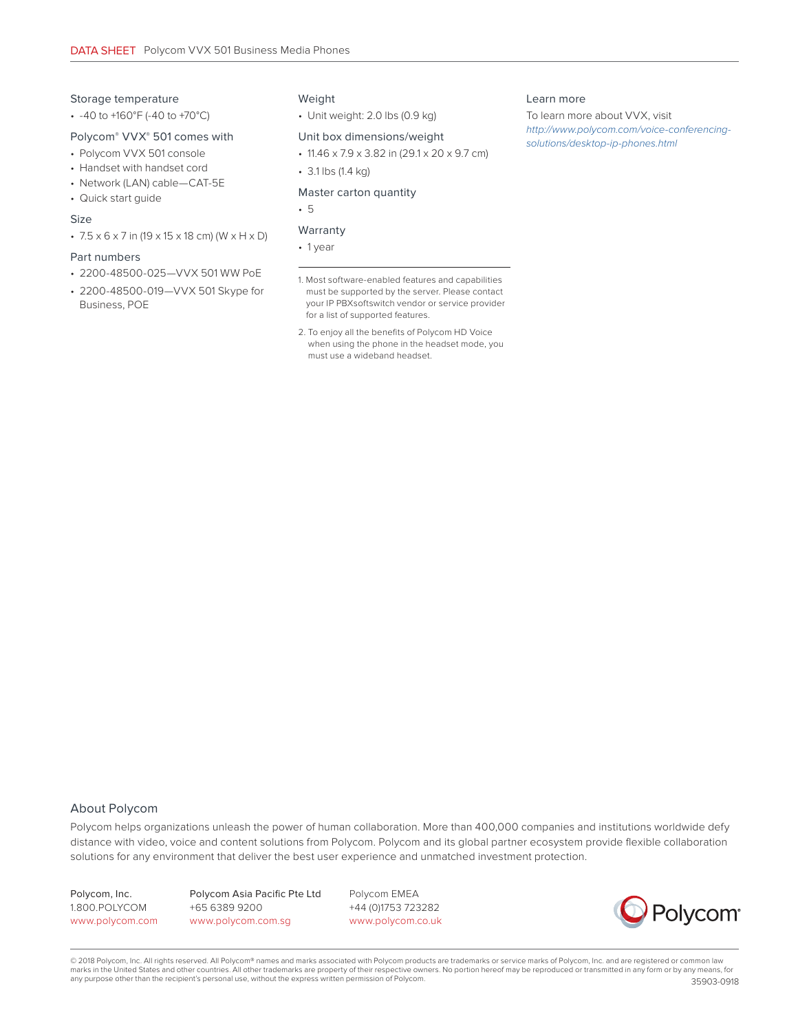### Storage temperature

- -40 to +160°F (-40 to +70°C)

### Polycom® VVX® 501 comes with

- Polycom VVX 501 console
- Handset with handset cord
- Network (LAN) cable—CAT-5E
- Quick start guide

### Size

- 7.5 x 6 x 7 in (19 x 15 x 18 cm) (W x H x D)

### Part numbers

- 2200-48500-025—VVX 501 WW PoE
- 2200-48500-019—VVX 501 Skype for Business, POE

### Weight

- Unit weight: 2.0 lbs (0.9 kg)

### Unit box dimensions/weight

- 11.46 x 7.9 x 3.82 in (29.1 x 20 x 9.7 cm)
- 3.1 lbs (1.4 kg)

### Master carton quantity

- 5

### Warranty

- 1 year

---

1. Most software-enabled features and capabilities must be supported by the server. Please contact your IP PBXsoftswitch vendor or service provider for a list of supported features.
2. To enjoy all the benefits of Polycom HD Voice when using the phone in the headset mode, you must use a wideband headset.

### Learn more

To learn more about VVX, visit *http://www.polycom.com/voice-conferencing-solutions/desktop-ip-phones.html*

## About Polycom

Polycom helps organizations unleash the power of human collaboration. More than 400,000 companies and institutions worldwide defy distance with video, voice and content solutions from Polycom. Polycom and its global partner ecosystem provide flexible collaboration solutions for any environment that deliver the best user experience and unmatched investment protection.

Polycom, Inc.
1.800.POLYCOM
www.polycom.com

Polycom Asia Pacific Pte Ltd
+65 6389 9200
www.polycom.com.sg

Polycom EMEA
+44 (0)1753 723282
www.polycom.co.uk

© 2018 Polycom, Inc. All rights reserved. All Polycom® names and marks associated with Polycom products are trademarks or service marks of Polycom, Inc. and are registered or common law marks in the United States and other countries. All other trademarks are property of their respective owners. No portion hereof may be reproduced or transmitted in any form or by any means, for any purpose other than the recipient's personal use, without the express written permission of Polycom.

35903-0918